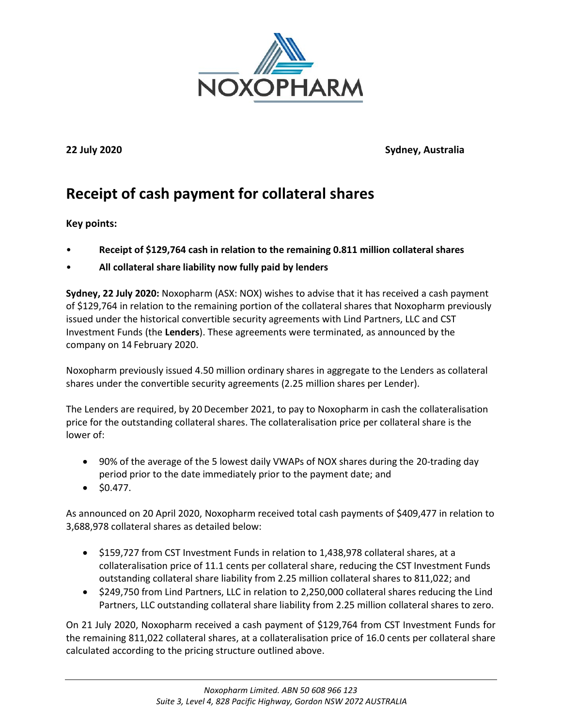**22 July 2020** **Sydney, Australia**

# Receipt of cash payment for collateral shares

**Key points:**

- **Receipt of $129,764 cash in relation to the remaining 0.811 million collateral shares**
- **All collateral share liability now fully paid by lenders**

**Sydney, 22 July 2020:** Noxopharm (ASX: NOX) wishes to advise that it has received a cash payment of $129,764 in relation to the remaining portion of the collateral shares that Noxopharm previously issued under the historical convertible security agreements with Lind Partners, LLC and CST Investment Funds (the **Lenders**). These agreements were terminated, as announced by the company on 14 February 2020.

Noxopharm previously issued 4.50 million ordinary shares in aggregate to the Lenders as collateral shares under the convertible security agreements (2.25 million shares per Lender).

The Lenders are required, by 20 December 2021, to pay to Noxopharm in cash the collateralisation price for the outstanding collateral shares. The collateralisation price per collateral share is the lower of:

- 90% of the average of the 5 lowest daily VWAPs of NOX shares during the 20-trading day period prior to the date immediately prior to the payment date; and
- $0.477.

As announced on 20 April 2020, Noxopharm received total cash payments of $409,477 in relation to 3,688,978 collateral shares as detailed below:

- $159,727 from CST Investment Funds in relation to 1,438,978 collateral shares, at a collateralisation price of 11.1 cents per collateral share, reducing the CST Investment Funds outstanding collateral share liability from 2.25 million collateral shares to 811,022; and
- $249,750 from Lind Partners, LLC in relation to 2,250,000 collateral shares reducing the Lind Partners, LLC outstanding collateral share liability from 2.25 million collateral shares to zero.

On 21 July 2020, Noxopharm received a cash payment of $129,764 from CST Investment Funds for the remaining 811,022 collateral shares, at a collateralisation price of 16.0 cents per collateral share calculated according to the pricing structure outlined above.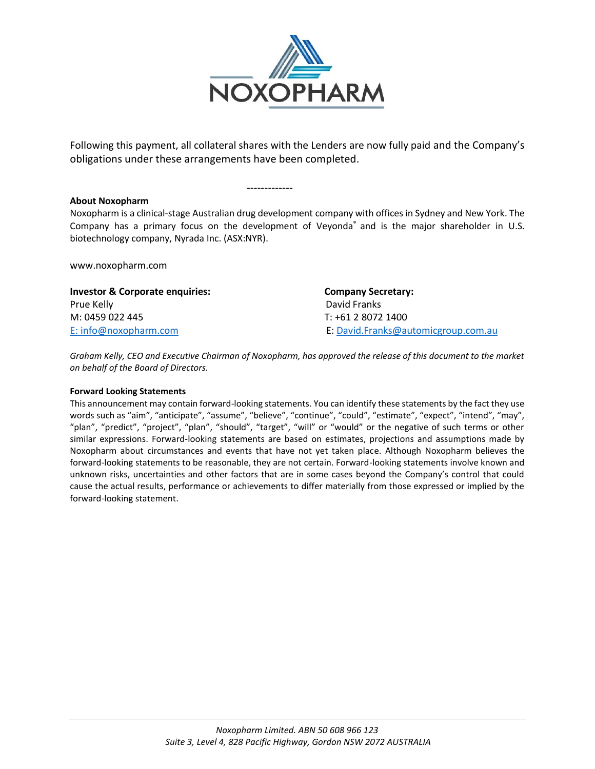Following this payment, all collateral shares with the Lenders are now fully paid and the Company's obligations under these arrangements have been completed.

-------------

**About Noxopharm**

Noxopharm is a clinical-stage Australian drug development company with offices in Sydney and New York. The Company has a primary focus on the development of Veyonda® and is the major shareholder in U.S. biotechnology company, Nyrada Inc. (ASX:NYR).

www.noxopharm.com

**Investor & Corporate enquiries:**
Prue Kelly
M: 0459 022 445
E: info@noxopharm.com

**Company Secretary:**
David Franks
T: +61 2 8072 1400
E: David.Franks@automicgroup.com.au

*Graham Kelly, CEO and Executive Chairman of Noxopharm, has approved the release of this document to the market on behalf of the Board of Directors.*

**Forward Looking Statements**

This announcement may contain forward-looking statements. You can identify these statements by the fact they use words such as "aim", "anticipate", "assume", "believe", "continue", "could", "estimate", "expect", "intend", "may", "plan", "predict", "project", "plan", "should", "target", "will" or "would" or the negative of such terms or other similar expressions. Forward-looking statements are based on estimates, projections and assumptions made by Noxopharm about circumstances and events that have not yet taken place. Although Noxopharm believes the forward-looking statements to be reasonable, they are not certain. Forward-looking statements involve known and unknown risks, uncertainties and other factors that are in some cases beyond the Company's control that could cause the actual results, performance or achievements to differ materially from those expressed or implied by the forward-looking statement.